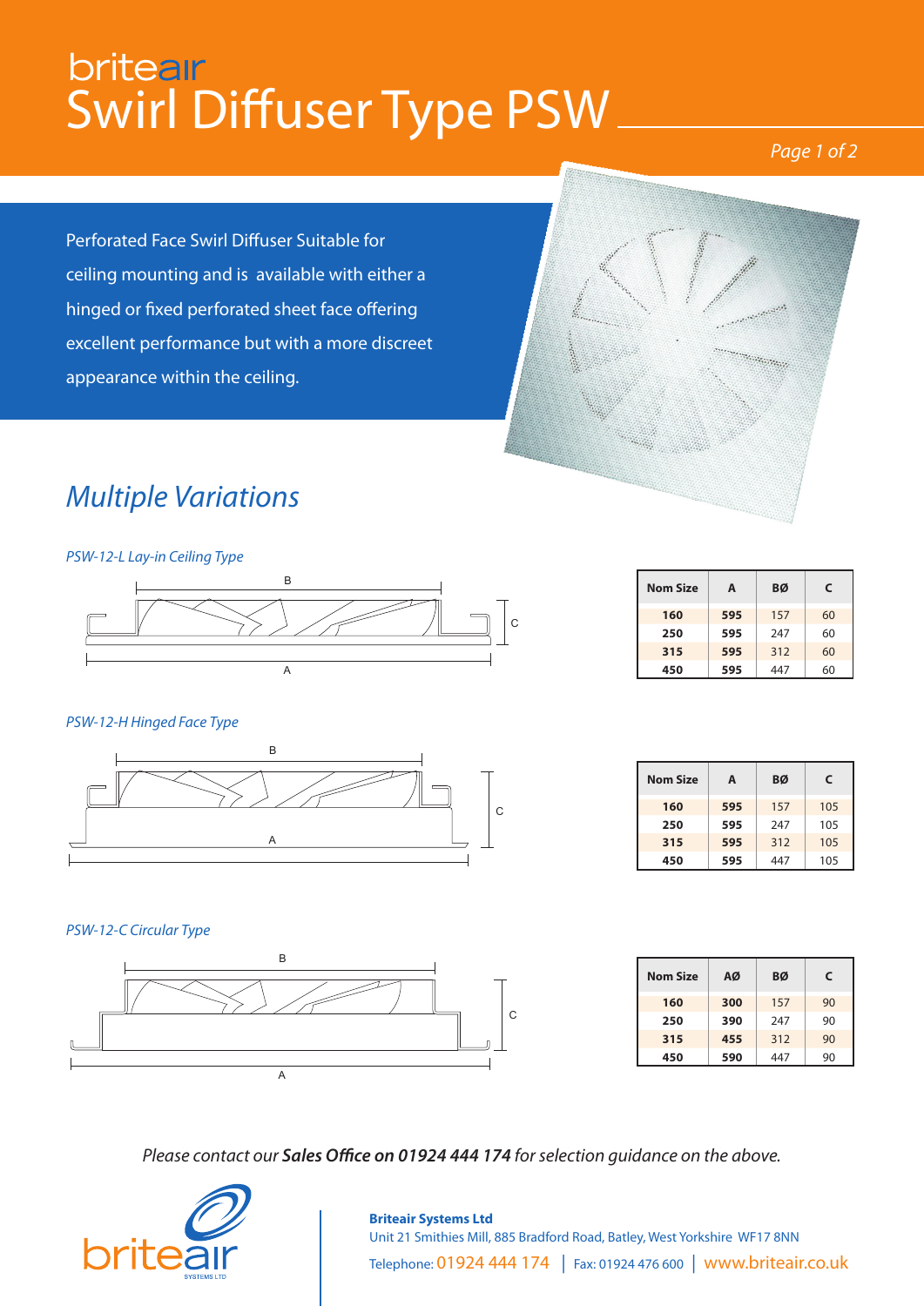# britea**i**r Swirl Diffuser Type PSW

Perforated Face Swirl Diffuser Suitable for ceiling mounting and is available with either a hinged or fixed perforated sheet face offering excellent performance but with a more discreet appearance within the ceiling.

## *Multiple Variations*

*PSW-12-L Lay-in Ceiling Type*

B
C
A

| Nom Size | A | BØ | C |
|---|---|---|---|
| **160** | **595** | 157 | 60 |
| **250** | **595** | 247 | 60 |
| **315** | **595** | 312 | 60 |
| **450** | **595** | 447 | 60 |

*PSW-12-H Hinged Face Type*

B
C
A

| Nom Size | A | BØ | C |
|---|---|---|---|
| **160** | **595** | 157 | 105 |
| **250** | **595** | 247 | 105 |
| **315** | **595** | 312 | 105 |
| **450** | **595** | 447 | 105 |

*PSW-12-C Circular Type*

B
C
A

| Nom Size | AØ | BØ | C |
|---|---|---|---|
| **160** | **300** | 157 | 90 |
| **250** | **390** | 247 | 90 |
| **315** | **455** | 312 | 90 |
| **450** | **590** | 447 | 90 |

*Please contact our **Sales Office on 01924 444 174** for selection guidance on the above.*

britea**i**r SYSTEMS LTD

**Briteair Systems Ltd**
Unit 21 Smithies Mill, 885 Bradford Road, Batley, West Yorkshire WF17 8NN
Telephone: 01924 444 174 | Fax: 01924 476 600 | www.briteair.co.uk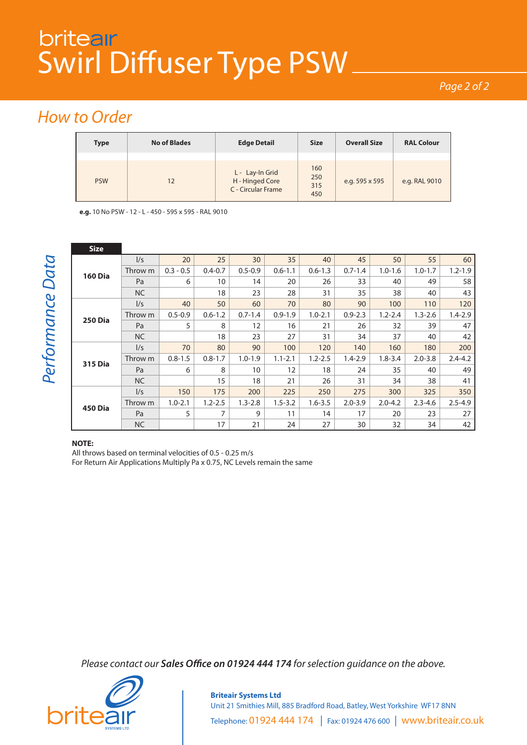# britea̲ir Swirl Diffuser Type PSW

## How to Order

| Type | No of Blades | Edge Detail | Size | Overall Size | RAL Colour |
|---|---|---|---|---|---|
| PSW | 12 | L - Lay-In Grid<br>H - Hinged Core<br>C - Circular Frame | 160<br>250<br>315<br>450 | e.g. 595 x 595 | e.g. RAL 9010 |

**e.g.** 10 No PSW - 12 - L - 450 - 595 x 595 - RAL 9010

## Performance Data

| Size | | | | | | | | | | |
|---|---|---|---|---|---|---|---|---|---|---|
| 160 Dia | l/s | 20 | 25 | 30 | 35 | 40 | 45 | 50 | 55 | 60 |
| | Throw m | 0.3 - 0.5 | 0.4-0.7 | 0.5-0.9 | 0.6-1.1 | 0.6-1.3 | 0.7-1.4 | 1.0-1.6 | 1.0-1.7 | 1.2-1.9 |
| | Pa | 6 | 10 | 14 | 20 | 26 | 33 | 40 | 49 | 58 |
| | NC | | 18 | 23 | 28 | 31 | 35 | 38 | 40 | 43 |
| 250 Dia | l/s | 40 | 50 | 60 | 70 | 80 | 90 | 100 | 110 | 120 |
| | Throw m | 0.5-0.9 | 0.6-1.2 | 0.7-1.4 | 0.9-1.9 | 1.0-2.1 | 0.9-2.3 | 1.2-2.4 | 1.3-2.6 | 1.4-2.9 |
| | Pa | 5 | 8 | 12 | 16 | 21 | 26 | 32 | 39 | 47 |
| | NC | | 18 | 23 | 27 | 31 | 34 | 37 | 40 | 42 |
| 315 Dia | l/s | 70 | 80 | 90 | 100 | 120 | 140 | 160 | 180 | 200 |
| | Throw m | 0.8-1.5 | 0.8-1.7 | 1.0-1.9 | 1.1-2.1 | 1.2-2.5 | 1.4-2.9 | 1.8-3.4 | 2.0-3.8 | 2.4-4.2 |
| | Pa | 6 | 8 | 10 | 12 | 18 | 24 | 35 | 40 | 49 |
| | NC | | 15 | 18 | 21 | 26 | 31 | 34 | 38 | 41 |
| 450 Dia | l/s | 150 | 175 | 200 | 225 | 250 | 275 | 300 | 325 | 350 |
| | Throw m | 1.0-2.1 | 1.2-2.5 | 1.3-2.8 | 1.5-3.2 | 1.6-3.5 | 2.0-3.9 | 2.0-4.2 | 2.3-4.6 | 2.5-4.9 |
| | Pa | 5 | 7 | 9 | 11 | 14 | 17 | 20 | 23 | 27 |
| | NC | | 17 | 21 | 24 | 27 | 30 | 32 | 34 | 42 |

**NOTE:**
All throws based on terminal velocities of 0.5 - 0.25 m/s
For Return Air Applications Multiply Pa x 0.75, NC Levels remain the same

*Please contact our **Sales Office on 01924 444 174** for selection guidance on the above.*

britea̲ir SYSTEMS LTD

**Briteair Systems Ltd**
Unit 21 Smithies Mill, 885 Bradford Road, Batley, West Yorkshire WF17 8NN
Telephone: 01924 444 174 | Fax: 01924 476 600 | www.briteair.co.uk